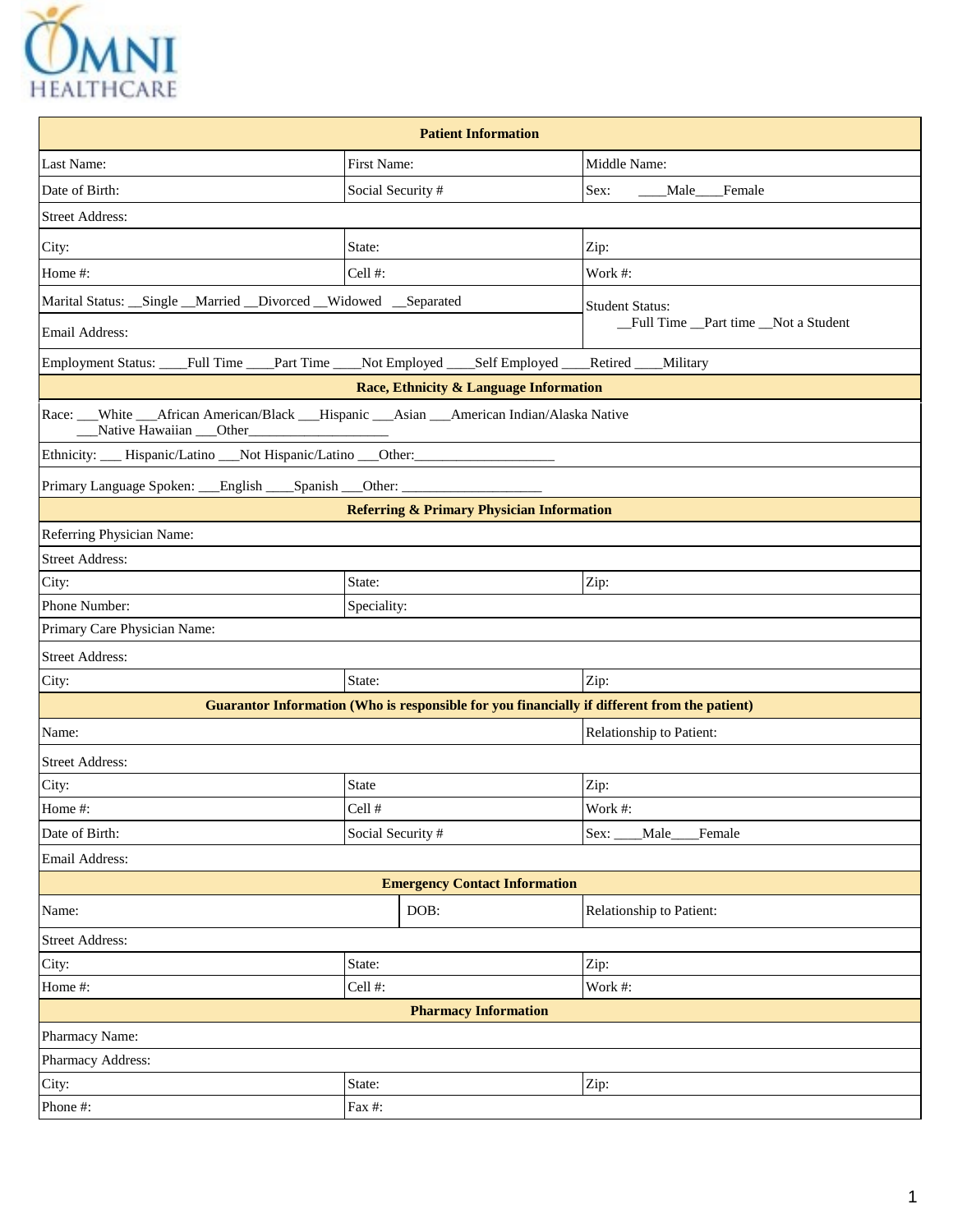OMNI HEALTHCARE

| Patient Information | | |
|---|---|---|
| Last Name: | First Name: | Middle Name: |
| Date of Birth: | Social Security # | Sex: ____Male____Female |
| Street Address: | | |
| City: | State: | Zip: |
| Home #: | Cell #: | Work #: |
| Marital Status: __Single __Married __Divorced __Widowed __Separated | | Student Status: __Full Time __Part time __Not a Student |
| Email Address: | | |
| Employment Status: ____Full Time ____Part Time ____Not Employed ____Self Employed ____Retired ____Military | | |

| Race, Ethnicity & Language Information |
|---|
| Race: ___White ___African American/Black ___Hispanic ___Asian ___American Indian/Alaska Native ___Native Hawaiian ___Other___________________ |
| Ethnicity: ___ Hispanic/Latino ___Not Hispanic/Latino ___Other:___________________ |
| Primary Language Spoken: ___English ____Spanish ___Other: ___________________ |

| Referring & Primary Physician Information | | |
|---|---|---|
| Referring Physician Name: | | |
| Street Address: | | |
| City: | State: | Zip: |
| Phone Number: | Speciality: | |
| Primary Care Physician Name: | | |
| Street Address: | | |
| City: | State: | Zip: |

| Guarantor Information (Who is responsible for you financially if different from the patient) | | |
|---|---|---|
| Name: | | Relationship to Patient: |
| Street Address: | | |
| City: | State | Zip: |
| Home #: | Cell # | Work #: |
| Date of Birth: | Social Security # | Sex: ____Male____Female |
| Email Address: | | |

| Emergency Contact Information | | |
|---|---|---|
| Name: | DOB: | Relationship to Patient: |
| Street Address: | | |
| City: | State: | Zip: |
| Home #: | Cell #: | Work #: |

| Pharmacy Information | | |
|---|---|---|
| Pharmacy Name: | | |
| Pharmacy Address: | | |
| City: | State: | Zip: |
| Phone #: | Fax #: | |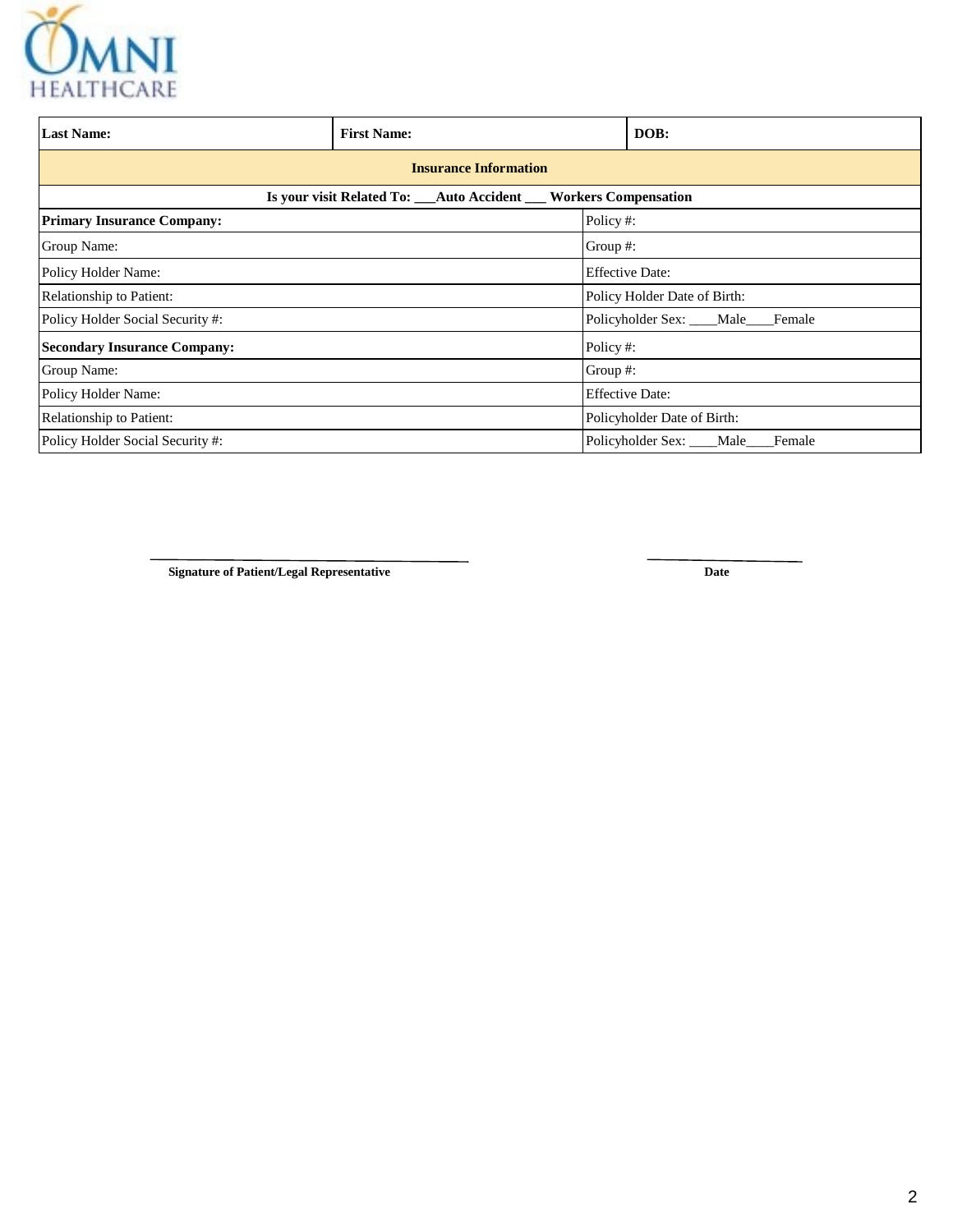OMNI HEALTHCARE

| Last Name: | First Name: | DOB: |
|---|---|---|

| **Insurance Information** | |
|---|---|
| **Is your visit Related To: ___Auto Accident ___ Workers Compensation** | |
| **Primary Insurance Company:** | Policy #: |
| Group Name: | Group #: |
| Policy Holder Name: | Effective Date: |
| Relationship to Patient: | Policy Holder Date of Birth: |
| Policy Holder Social Security #: | Policyholder Sex: ____Male____Female |
| **Secondary Insurance Company:** | Policy #: |
| Group Name: | Group #: |
| Policy Holder Name: | Effective Date: |
| Relationship to Patient: | Policyholder Date of Birth: |
| Policy Holder Social Security #: | Policyholder Sex: ____Male____Female |

______________________________________
**Signature of Patient/Legal Representative**

____________________
**Date**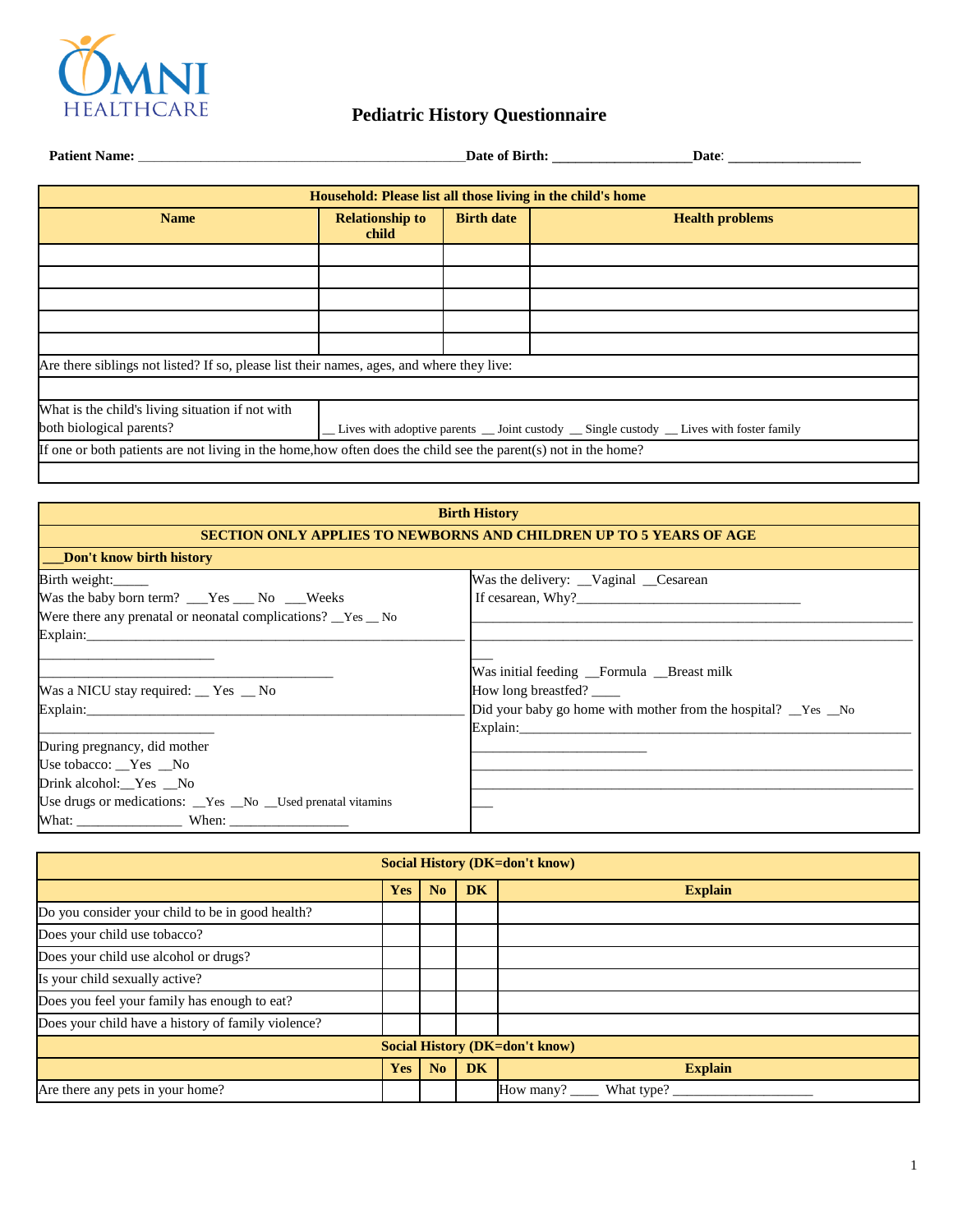OMNI HEALTHCARE

# Pediatric History Questionnaire

**Patient Name:** ____________________________________________**Date of Birth:** ___________________**Date**: __________________

| Household: Please list all those living in the child's home | | | |
|---|---|---|---|
| **Name** | **Relationship to child** | **Birth date** | **Health problems** |
| | | | |
| | | | |
| | | | |
| | | | |
| | | | |
| Are there siblings not listed? If so, please list their names, ages, and where they live: | | | |
| | | | |
| What is the child's living situation if not with both biological parents? | __ Lives with adoptive parents __ Joint custody __ Single custody __ Lives with foster family | | |
| If one or both patients are not living in the home,how often does the child see the parent(s) not in the home? | | | |
| | | | |

| Birth History | |
|---|---|
| **SECTION ONLY APPLIES TO NEWBORNS AND CHILDREN UP TO 5 YEARS OF AGE** | |
| **___Don't know birth history** | |
| Birth weight:_____<br>Was the baby born term? ___Yes ___ No ___Weeks<br>Were there any prenatal or neonatal complications? __Yes __ No<br>Explain:________________________________________________________<br>________________________<br>_____________________________________________<br>Was a NICU stay required: __ Yes __ No<br>Explain:________________________________________________________<br>________________________<br>During pregnancy, did mother<br>Use tobacco: __Yes __No<br>Drink alcohol:__Yes __No<br>Use drugs or medications: __Yes __No __Used prenatal vitamins<br>What: _______________ When: ________________ | Was the delivery: __Vaginal __Cesarean<br>If cesarean, Why?_______________________________<br>_____________________________________________________________<br>_____________________________________________________________<br>___<br>Was initial feeding __Formula __Breast milk<br>How long breastfed? ____<br>Did your baby go home with mother from the hospital? __Yes __No<br>Explain:_____________________________________________________<br>________________________<br>_____________________________________________________________<br>_____________________________________________________________<br>___ |

| Social History (DK=don't know) | | | | |
|---|---|---|---|---|
| | **Yes** | **No** | **DK** | **Explain** |
| Do you consider your child to be in good health? | | | | |
| Does your child use tobacco? | | | | |
| Does your child use alcohol or drugs? | | | | |
| Is your child sexually active? | | | | |
| Does you feel your family has enough to eat? | | | | |
| Does your child have a history of family violence? | | | | |
| **Social History (DK=don't know)** | | | | |
| | **Yes** | **No** | **DK** | **Explain** |
| Are there any pets in your home? | | | | How many? ____ What type? ___________________ |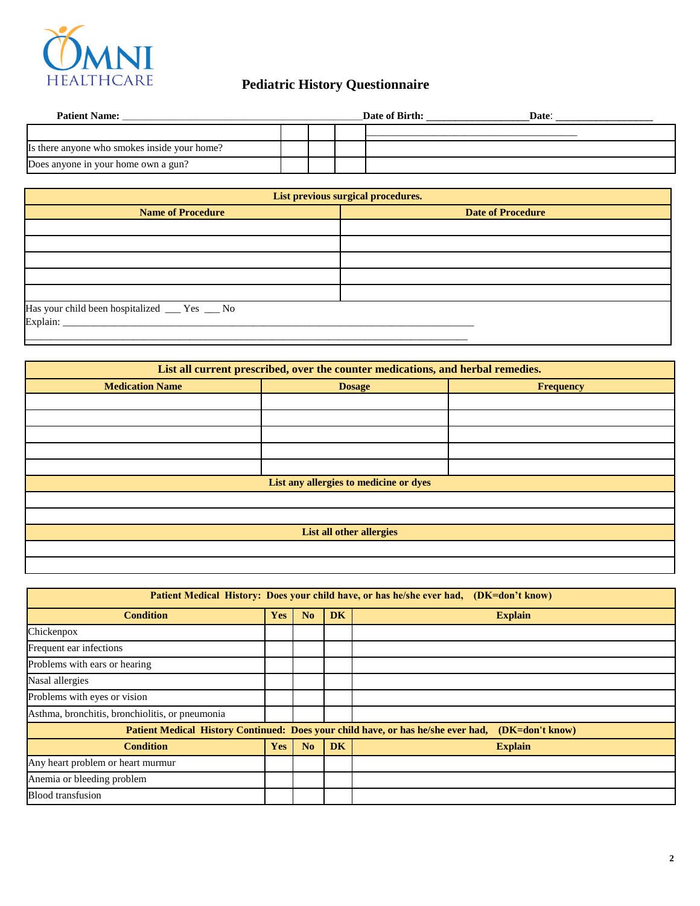OMNI HEALTHCARE

# Pediatric History Questionnaire

**Patient Name:** ______________________________________________ **Date of Birth:** __________________ **Date**: __________________

| | | | | |
|---|---|---|---|---|
| Is there anyone who smokes inside your home? | | | | |
| Does anyone in your home own a gun? | | | | |

| List previous surgical procedures. | |
|---|---|
| **Name of Procedure** | **Date of Procedure** |
| | |
| | |
| | |
| | |
| | |

Has your child been hospitalized ___ Yes ___ No

Explain: ______________________________________________________________________________

______________________________________________________________________________

| List all current prescribed, over the counter medications, and herbal remedies. | | |
|---|---|---|
| **Medication Name** | **Dosage** | **Frequency** |
| | | |
| | | |
| | | |
| | | |
| | | |

| List any allergies to medicine or dyes |
|---|
| |
| |

| List all other allergies |
|---|
| |
| |

| Patient Medical History: Does your child have, or has he/she ever had, (DK=don't know) | | | | |
|---|---|---|---|---|
| **Condition** | **Yes** | **No** | **DK** | **Explain** |
| Chickenpox | | | | |
| Frequent ear infections | | | | |
| Problems with ears or hearing | | | | |
| Nasal allergies | | | | |
| Problems with eyes or vision | | | | |
| Asthma, bronchitis, bronchiolitis, or pneumonia | | | | |
| **Patient Medical History Continued: Does your child have, or has he/she ever had, (DK=don't know)** | | | | |
| **Condition** | **Yes** | **No** | **DK** | **Explain** |
| Any heart problem or heart murmur | | | | |
| Anemia or bleeding problem | | | | |
| Blood transfusion | | | | |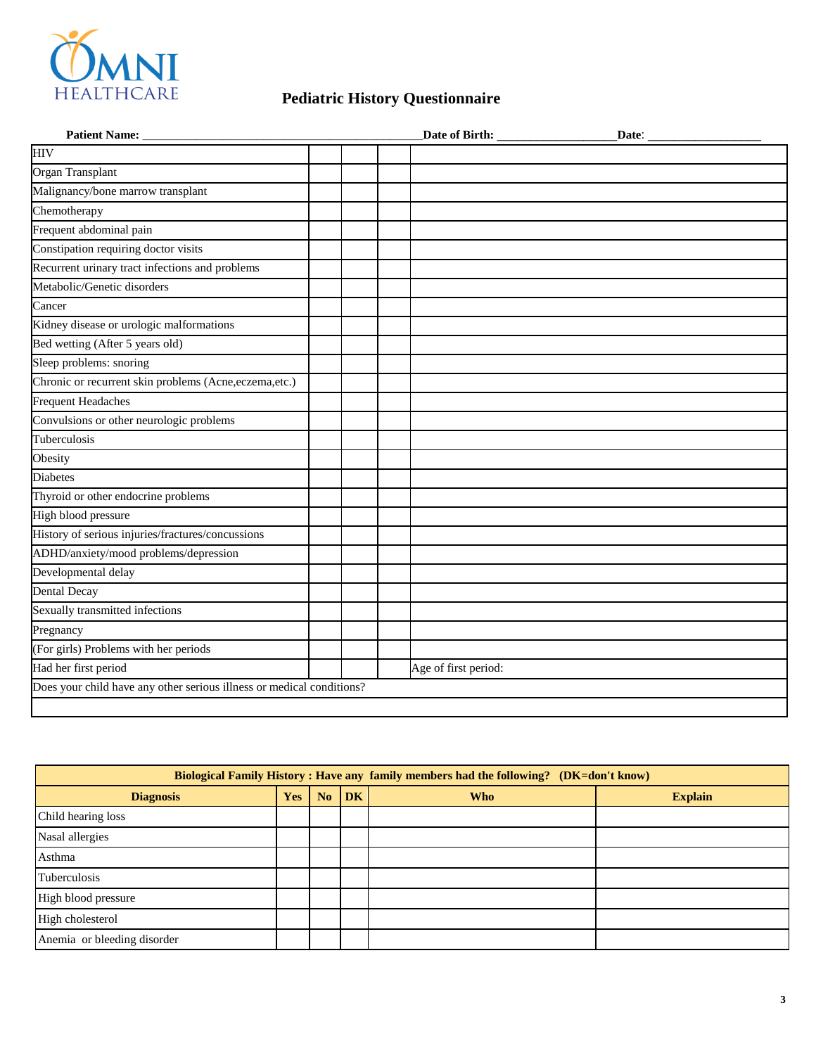OMNI HEALTHCARE

# Pediatric History Questionnaire

**Patient Name:** ____________________________________________ **Date of Birth:** ___________________ **Date**: __________________

| | | | | |
|---|---|---|---|---|
| HIV | | | | |
| Organ Transplant | | | | |
| Malignancy/bone marrow transplant | | | | |
| Chemotherapy | | | | |
| Frequent abdominal pain | | | | |
| Constipation requiring doctor visits | | | | |
| Recurrent urinary tract infections and problems | | | | |
| Metabolic/Genetic disorders | | | | |
| Cancer | | | | |
| Kidney disease or urologic malformations | | | | |
| Bed wetting (After 5 years old) | | | | |
| Sleep problems: snoring | | | | |
| Chronic or recurrent skin problems (Acne,eczema,etc.) | | | | |
| Frequent Headaches | | | | |
| Convulsions or other neurologic problems | | | | |
| Tuberculosis | | | | |
| Obesity | | | | |
| Diabetes | | | | |
| Thyroid or other endocrine problems | | | | |
| High blood pressure | | | | |
| History of serious injuries/fractures/concussions | | | | |
| ADHD/anxiety/mood problems/depression | | | | |
| Developmental delay | | | | |
| Dental Decay | | | | |
| Sexually transmitted infections | | | | |
| Pregnancy | | | | |
| (For girls) Problems with her periods | | | | |
| Had her first period | | | | Age of first period: |
| Does your child have any other serious illness or medical conditions? | | | | |
| | | | | |

| **Biological Family History : Have any family members had the following? (DK=don't know)** | | | | | |
|---|---|---|---|---|---|
| **Diagnosis** | **Yes** | **No** | **DK** | **Who** | **Explain** |
| Child hearing loss | | | | | |
| Nasal allergies | | | | | |
| Asthma | | | | | |
| Tuberculosis | | | | | |
| High blood pressure | | | | | |
| High cholesterol | | | | | |
| Anemia or bleeding disorder | | | | | |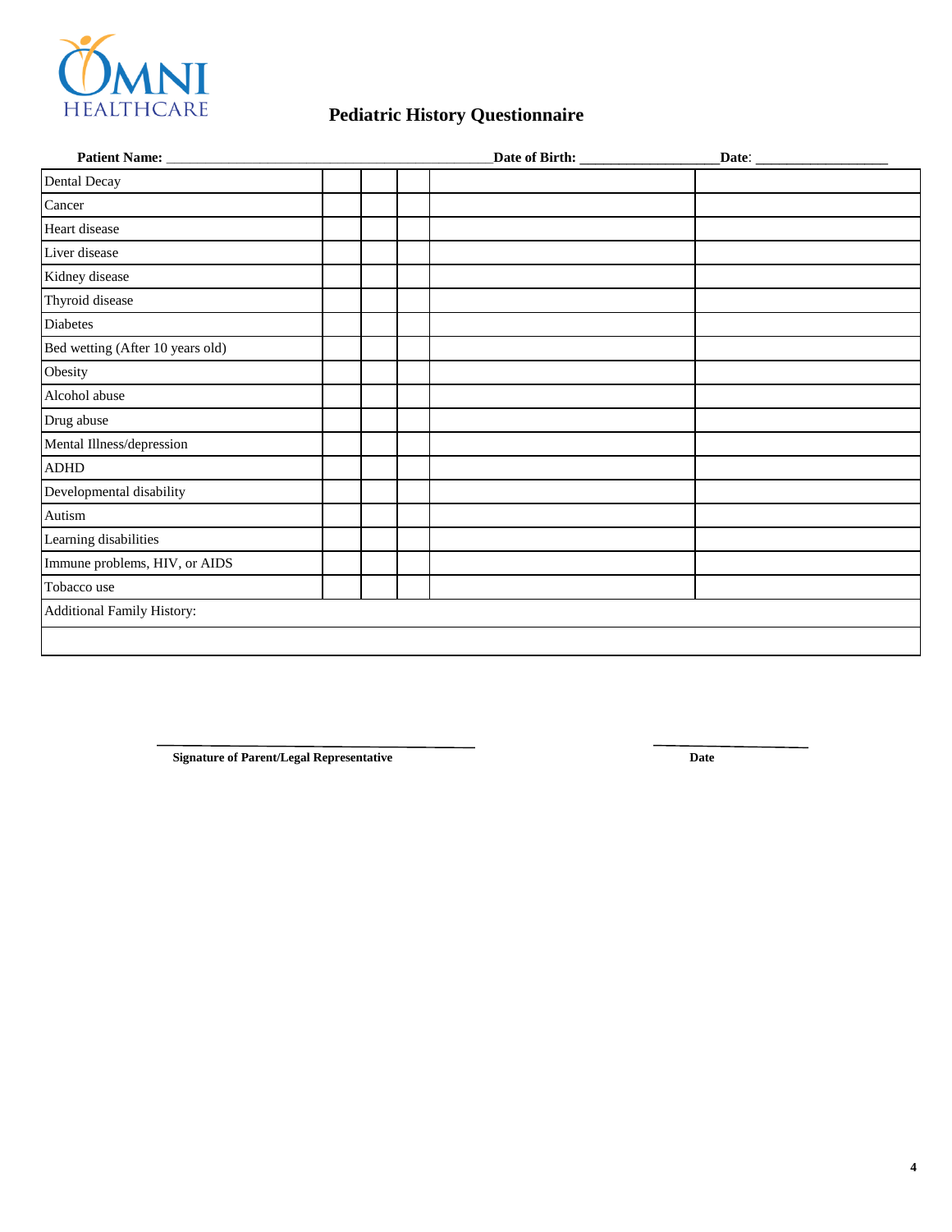OMNI HEALTHCARE

# Pediatric History Questionnaire

**Patient Name:** ______________________________ **Date of Birth:** ________________ **Date**: ________________

| | | | | | |
|---|---|---|---|---|---|
| Dental Decay | | | | | |
| Cancer | | | | | |
| Heart disease | | | | | |
| Liver disease | | | | | |
| Kidney disease | | | | | |
| Thyroid disease | | | | | |
| Diabetes | | | | | |
| Bed wetting (After 10 years old) | | | | | |
| Obesity | | | | | |
| Alcohol abuse | | | | | |
| Drug abuse | | | | | |
| Mental Illness/depression | | | | | |
| ADHD | | | | | |
| Developmental disability | | | | | |
| Autism | | | | | |
| Learning disabilities | | | | | |
| Immune problems, HIV, or AIDS | | | | | |
| Tobacco use | | | | | |
| Additional Family History: | | | | | |
| | | | | | |

______________________________ ________________

**Signature of Parent/Legal Representative** **Date**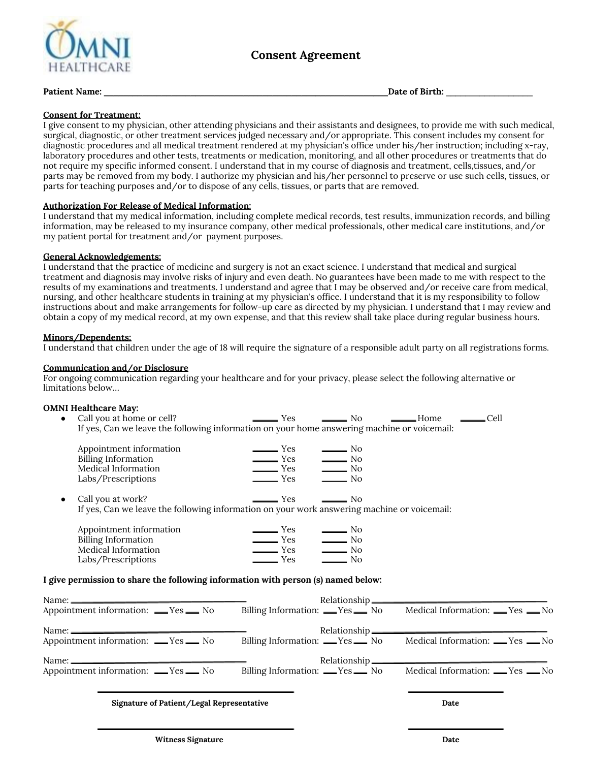OMNI HEALTHCARE

# Consent Agreement

**Patient Name:** ______________________________________________________________**Date of Birth:** ____________________

**Consent for Treatment:**
I give consent to my physician, other attending physicians and their assistants and designees, to provide me with such medical, surgical, diagnostic, or other treatment services judged necessary and/or appropriate. This consent includes my consent for diagnostic procedures and all medical treatment rendered at my physician's office under his/her instruction; including x-ray, laboratory procedures and other tests, treatments or medication, monitoring, and all other procedures or treatments that do not require my specific informed consent. I understand that in my course of diagnosis and treatment, cells,tissues, and/or parts may be removed from my body. I authorize my physician and his/her personnel to preserve or use such cells, tissues, or parts for teaching purposes and/or to dispose of any cells, tissues, or parts that are removed.

**Authorization For Release of Medical Information:**
I understand that my medical information, including complete medical records, test results, immunization records, and billing information, may be released to my insurance company, other medical professionals, other medical care institutions, and/or my patient portal for treatment and/or payment purposes.

**General Acknowledgements:**
I understand that the practice of medicine and surgery is not an exact science. I understand that medical and surgical treatment and diagnosis may involve risks of injury and even death. No guarantees have been made to me with respect to the results of my examinations and treatments. I understand and agree that I may be observed and/or receive care from medical, nursing, and other healthcare students in training at my physician's office. I understand that it is my responsibility to follow instructions about and make arrangements for follow-up care as directed by my physician. I understand that I may review and obtain a copy of my medical record, at my own expense, and that this review shall take place during regular business hours.

**Minors/Dependents:**
I understand that children under the age of 18 will require the signature of a responsible adult party on all registrations forms.

**Communication and/or Disclosure**
For ongoing communication regarding your healthcare and for your privacy, please select the following alternative or limitations below…

**OMNI Healthcare May:**

- Call you at home or cell? ____ Yes ____ No ____ Home ____ Cell
  If yes, Can we leave the following information on your home answering machine or voicemail:

  Appointment information ____ Yes ____ No
  Billing Information ____ Yes ____ No
  Medical Information ____ Yes ____ No
  Labs/Prescriptions ____ Yes ____ No

- Call you at work? ____ Yes ____ No
  If yes, Can we leave the following information on your work answering machine or voicemail:

  Appointment information ____ Yes ____ No
  Billing Information ____ Yes ____ No
  Medical Information ____ Yes ____ No
  Labs/Prescriptions ____ Yes ____ No

**I give permission to share the following information with person (s) named below:**

Name: ______________________________ Relationship ______________________________
Appointment information: ___Yes ___ No Billing Information: ___Yes ___ No Medical Information: ___Yes ___No

Name: ______________________________ Relationship ______________________________
Appointment information: ___Yes ___ No Billing Information: ___Yes ___ No Medical Information: ___Yes ___No

Name: ______________________________ Relationship ______________________________
Appointment information: ___Yes ___ No Billing Information: ___Yes ___ No Medical Information: ___Yes ___No

______________________________ ____________________
**Signature of Patient/Legal Representative** **Date**

______________________________ ____________________
**Witness Signature** **Date**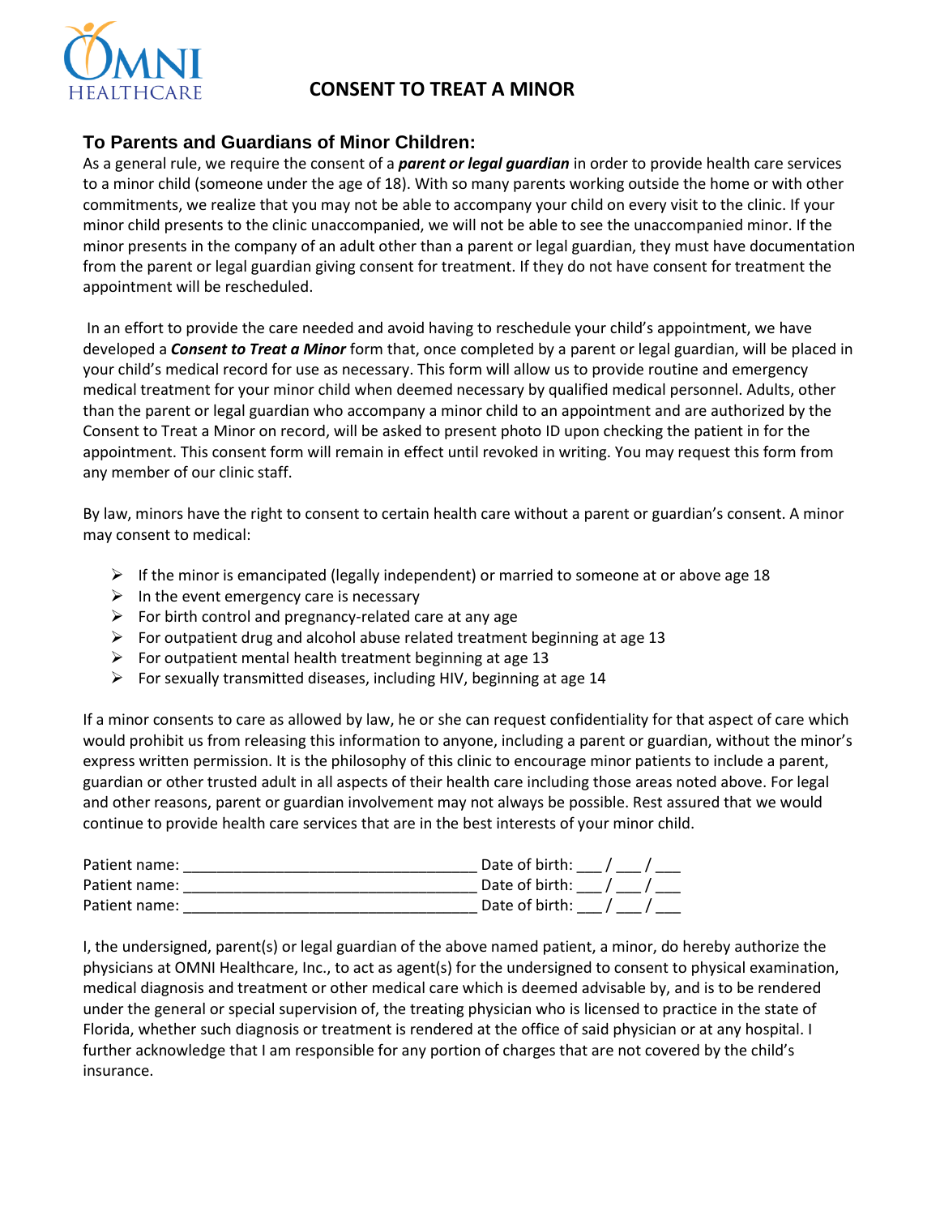OMNI HEALTHCARE

# CONSENT TO TREAT A MINOR

## To Parents and Guardians of Minor Children:

As a general rule, we require the consent of a ***parent or legal guardian*** in order to provide health care services to a minor child (someone under the age of 18). With so many parents working outside the home or with other commitments, we realize that you may not be able to accompany your child on every visit to the clinic. If your minor child presents to the clinic unaccompanied, we will not be able to see the unaccompanied minor. If the minor presents in the company of an adult other than a parent or legal guardian, they must have documentation from the parent or legal guardian giving consent for treatment. If they do not have consent for treatment the appointment will be rescheduled.

In an effort to provide the care needed and avoid having to reschedule your child's appointment, we have developed a ***Consent to Treat a Minor*** form that, once completed by a parent or legal guardian, will be placed in your child's medical record for use as necessary. This form will allow us to provide routine and emergency medical treatment for your minor child when deemed necessary by qualified medical personnel. Adults, other than the parent or legal guardian who accompany a minor child to an appointment and are authorized by the Consent to Treat a Minor on record, will be asked to present photo ID upon checking the patient in for the appointment. This consent form will remain in effect until revoked in writing. You may request this form from any member of our clinic staff.

By law, minors have the right to consent to certain health care without a parent or guardian's consent. A minor may consent to medical:

- If the minor is emancipated (legally independent) or married to someone at or above age 18
- In the event emergency care is necessary
- For birth control and pregnancy-related care at any age
- For outpatient drug and alcohol abuse related treatment beginning at age 13
- For outpatient mental health treatment beginning at age 13
- For sexually transmitted diseases, including HIV, beginning at age 14

If a minor consents to care as allowed by law, he or she can request confidentiality for that aspect of care which would prohibit us from releasing this information to anyone, including a parent or guardian, without the minor's express written permission. It is the philosophy of this clinic to encourage minor patients to include a parent, guardian or other trusted adult in all aspects of their health care including those areas noted above. For legal and other reasons, parent or guardian involvement may not always be possible. Rest assured that we would continue to provide health care services that are in the best interests of your minor child.

Patient name: __________________________________ Date of birth: ___ / ___ / ___
Patient name: __________________________________ Date of birth: ___ / ___ / ___
Patient name: __________________________________ Date of birth: ___ / ___ / ___

I, the undersigned, parent(s) or legal guardian of the above named patient, a minor, do hereby authorize the physicians at OMNI Healthcare, Inc., to act as agent(s) for the undersigned to consent to physical examination, medical diagnosis and treatment or other medical care which is deemed advisable by, and is to be rendered under the general or special supervision of, the treating physician who is licensed to practice in the state of Florida, whether such diagnosis or treatment is rendered at the office of said physician or at any hospital. I further acknowledge that I am responsible for any portion of charges that are not covered by the child's insurance.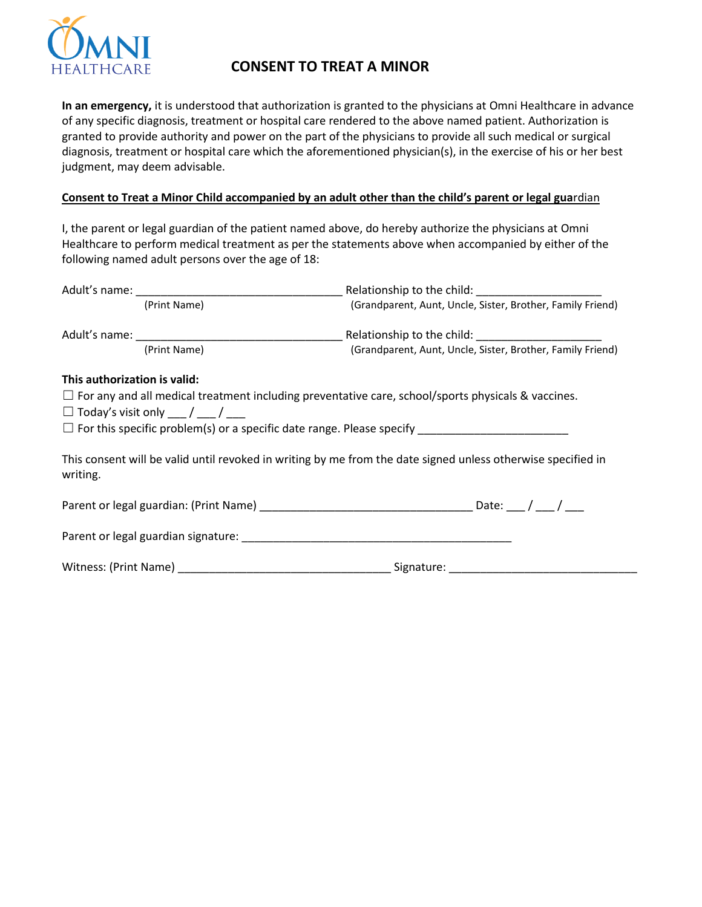OMNI HEALTHCARE

# CONSENT TO TREAT A MINOR

**In an emergency,** it is understood that authorization is granted to the physicians at Omni Healthcare in advance of any specific diagnosis, treatment or hospital care rendered to the above named patient. Authorization is granted to provide authority and power on the part of the physicians to provide all such medical or surgical diagnosis, treatment or hospital care which the aforementioned physician(s), in the exercise of his or her best judgment, may deem advisable.

**Consent to Treat a Minor Child accompanied by an adult other than the child's parent or legal guardian**

I, the parent or legal guardian of the patient named above, do hereby authorize the physicians at Omni Healthcare to perform medical treatment as per the statements above when accompanied by either of the following named adult persons over the age of 18:

Adult's name: _________________________________ Relationship to the child: ____________________
(Print Name) (Grandparent, Aunt, Uncle, Sister, Brother, Family Friend)

Adult's name: _________________________________ Relationship to the child: ____________________
(Print Name) (Grandparent, Aunt, Uncle, Sister, Brother, Family Friend)

**This authorization is valid:**

☐ For any and all medical treatment including preventative care, school/sports physicals & vaccines.
☐ Today's visit only ___ / ___ / ___
☐ For this specific problem(s) or a specific date range. Please specify ________________________

This consent will be valid until revoked in writing by me from the date signed unless otherwise specified in writing.

Parent or legal guardian: (Print Name) _________________________________ Date: ___ / ___ / ___

Parent or legal guardian signature: ___________________________________________

Witness: (Print Name) _________________________________ Signature: ______________________________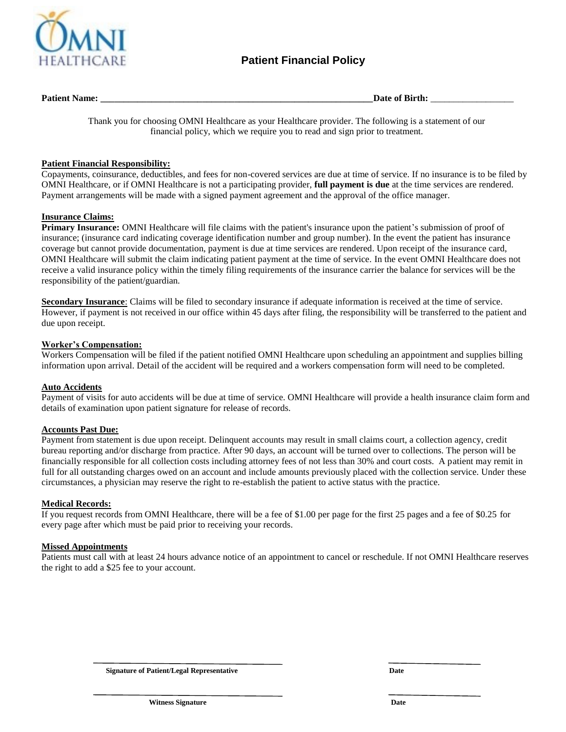OMNI HEALTHCARE

# Patient Financial Policy

**Patient Name:** ____________________________________________________________**Date of Birth:** __________________

Thank you for choosing OMNI Healthcare as your Healthcare provider. The following is a statement of our financial policy, which we require you to read and sign prior to treatment.

**Patient Financial Responsibility:**
Copayments, coinsurance, deductibles, and fees for non-covered services are due at time of service. If no insurance is to be filed by OMNI Healthcare, or if OMNI Healthcare is not a participating provider, **full payment is due** at the time services are rendered. Payment arrangements will be made with a signed payment agreement and the approval of the office manager.

**Insurance Claims:**
**Primary Insurance:** OMNI Healthcare will file claims with the patient's insurance upon the patient's submission of proof of insurance; (insurance card indicating coverage identification number and group number). In the event the patient has insurance coverage but cannot provide documentation, payment is due at time services are rendered. Upon receipt of the insurance card, OMNI Healthcare will submit the claim indicating patient payment at the time of service. In the event OMNI Healthcare does not receive a valid insurance policy within the timely filing requirements of the insurance carrier the balance for services will be the responsibility of the patient/guardian.

**Secondary Insurance**: Claims will be filed to secondary insurance if adequate information is received at the time of service. However, if payment is not received in our office within 45 days after filing, the responsibility will be transferred to the patient and due upon receipt.

**Worker's Compensation:**
Workers Compensation will be filed if the patient notified OMNI Healthcare upon scheduling an appointment and supplies billing information upon arrival. Detail of the accident will be required and a workers compensation form will need to be completed.

**Auto Accidents**
Payment of visits for auto accidents will be due at time of service. OMNI Healthcare will provide a health insurance claim form and details of examination upon patient signature for release of records.

**Accounts Past Due:**
Payment from statement is due upon receipt. Delinquent accounts may result in small claims court, a collection agency, credit bureau reporting and/or discharge from practice. After 90 days, an account will be turned over to collections. The person will be financially responsible for all collection costs including attorney fees of not less than 30% and court costs. A patient may remit in full for all outstanding charges owed on an account and include amounts previously placed with the collection service. Under these circumstances, a physician may reserve the right to re-establish the patient to active status with the practice.

**Medical Records:**
If you request records from OMNI Healthcare, there will be a fee of $1.00 per page for the first 25 pages and a fee of $0.25 for every page after which must be paid prior to receiving your records.

**Missed Appointments**
Patients must call with at least 24 hours advance notice of an appointment to cancel or reschedule. If not OMNI Healthcare reserves the right to add a $25 fee to your account.

______________________________________ ______________________
**Signature of Patient/Legal Representative** **Date**

______________________________________ ______________________
**Witness Signature** **Date**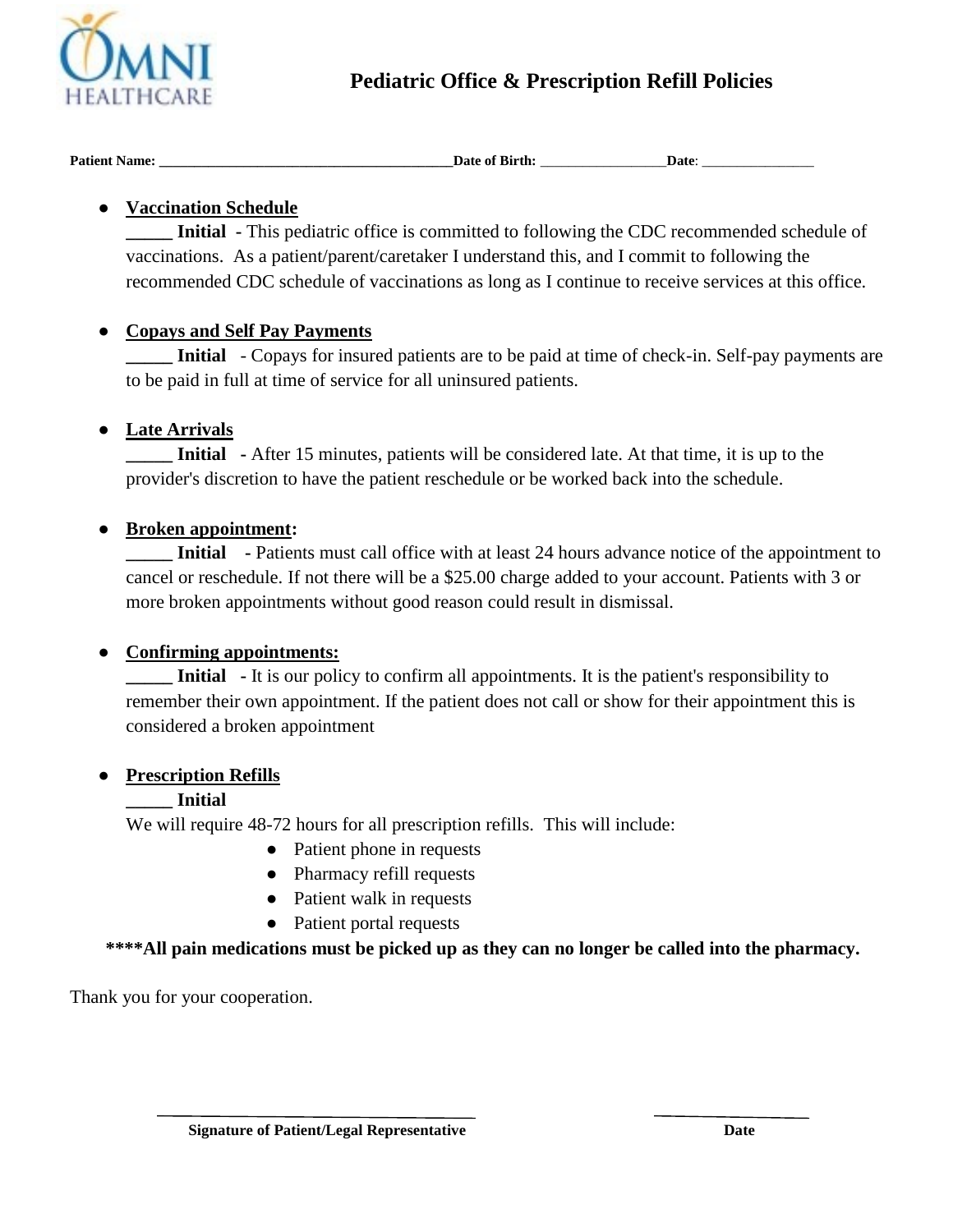OMNI HEALTHCARE

# Pediatric Office & Prescription Refill Policies

**Patient Name:** _________________________________________ **Date of Birth:** _________________ **Date**: ________________

- **Vaccination Schedule**
  **_____ Initial** - This pediatric office is committed to following the CDC recommended schedule of vaccinations. As a patient/parent/caretaker I understand this, and I commit to following the recommended CDC schedule of vaccinations as long as I continue to receive services at this office.

- **Copays and Self Pay Payments**
  **_____ Initial** - Copays for insured patients are to be paid at time of check-in. Self-pay payments are to be paid in full at time of service for all uninsured patients.

- **Late Arrivals**
  **_____ Initial** - After 15 minutes, patients will be considered late. At that time, it is up to the provider's discretion to have the patient reschedule or be worked back into the schedule.

- **Broken appointment:**
  **_____ Initial** - Patients must call office with at least 24 hours advance notice of the appointment to cancel or reschedule. If not there will be a $25.00 charge added to your account. Patients with 3 or more broken appointments without good reason could result in dismissal.

- **Confirming appointments:**
  **_____ Initial** - It is our policy to confirm all appointments. It is the patient's responsibility to remember their own appointment. If the patient does not call or show for their appointment this is considered a broken appointment

- **Prescription Refills**
  **_____ Initial**
  We will require 48-72 hours for all prescription refills. This will include:
  - Patient phone in requests
  - Pharmacy refill requests
  - Patient walk in requests
  - Patient portal requests

**\*\*\*\*All pain medications must be picked up as they can no longer be called into the pharmacy.**

Thank you for your cooperation.

_________________________________________ ____________________

**Signature of Patient/Legal Representative** **Date**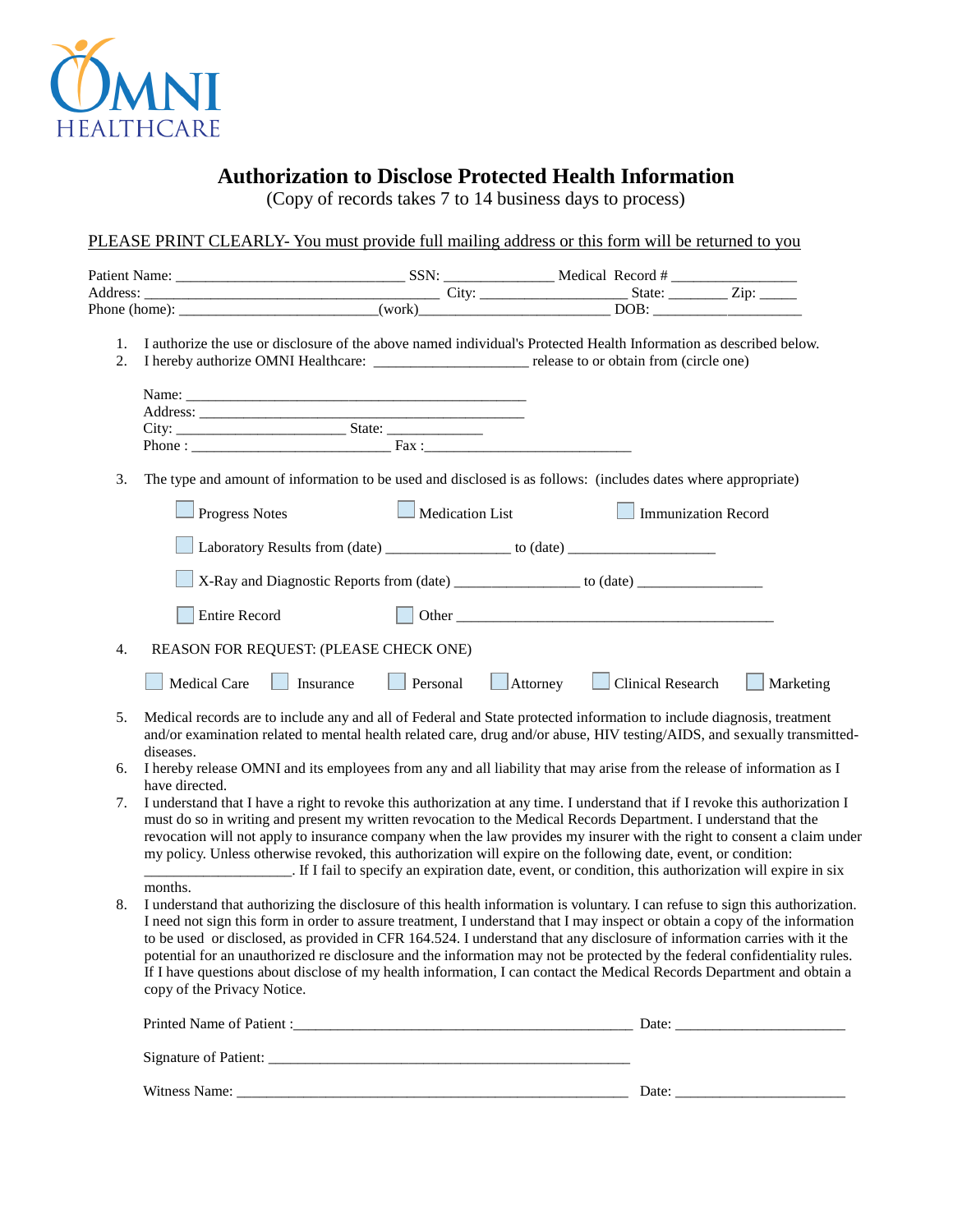OMNI HEALTHCARE

# Authorization to Disclose Protected Health Information

(Copy of records takes 7 to 14 business days to process)

PLEASE PRINT CLEARLY- You must provide full mailing address or this form will be returned to you

Patient Name: ______________________________ SSN: ______________ Medical Record # ________________
Address: _______________________________________ City: ___________________ State: ________ Zip: _____
Phone (home): _________________________(work)________________________ DOB: ___________________

1. I authorize the use or disclosure of the above named individual's Protected Health Information as described below.
2. I hereby authorize OMNI Healthcare: ____________________ release to or obtain from (circle one)

   Name: _____________________________________________
   Address: ___________________________________________
   City: ______________________ State: _____________
   Phone : __________________________ Fax :___________________________

3. The type and amount of information to be used and disclosed is as follows: (includes dates where appropriate)

   ☐ Progress Notes ☐ Medication List ☐ Immunization Record

   ☐ Laboratory Results from (date) ________________ to (date) ___________________

   ☐ X-Ray and Diagnostic Reports from (date) ________________ to (date) ________________

   ☐ Entire Record ☐ Other ___________________________________________

4. REASON FOR REQUEST: (PLEASE CHECK ONE)

   ☐ Medical Care ☐ Insurance ☐ Personal ☐ Attorney ☐ Clinical Research ☐ Marketing

5. Medical records are to include any and all of Federal and State protected information to include diagnosis, treatment and/or examination related to mental health related care, drug and/or abuse, HIV testing/AIDS, and sexually transmitted-diseases.
6. I hereby release OMNI and its employees from any and all liability that may arise from the release of information as I have directed.
7. I understand that I have a right to revoke this authorization at any time. I understand that if I revoke this authorization I must do so in writing and present my written revocation to the Medical Records Department. I understand that the revocation will not apply to insurance company when the law provides my insurer with the right to consent a claim under my policy. Unless otherwise revoked, this authorization will expire on the following date, event, or condition: ___________________. If I fail to specify an expiration date, event, or condition, this authorization will expire in six months.
8. I understand that authorizing the disclosure of this health information is voluntary. I can refuse to sign this authorization. I need not sign this form in order to assure treatment, I understand that I may inspect or obtain a copy of the information to be used or disclosed, as provided in CFR 164.524. I understand that any disclosure of information carries with it the potential for an unauthorized re disclosure and the information may not be protected by the federal confidentiality rules. If I have questions about disclose of my health information, I can contact the Medical Records Department and obtain a copy of the Privacy Notice.

Printed Name of Patient :_______________________________________________ Date: ______________________

Signature of Patient: _________________________________________________

Witness Name: _______________________________________________________ Date: ______________________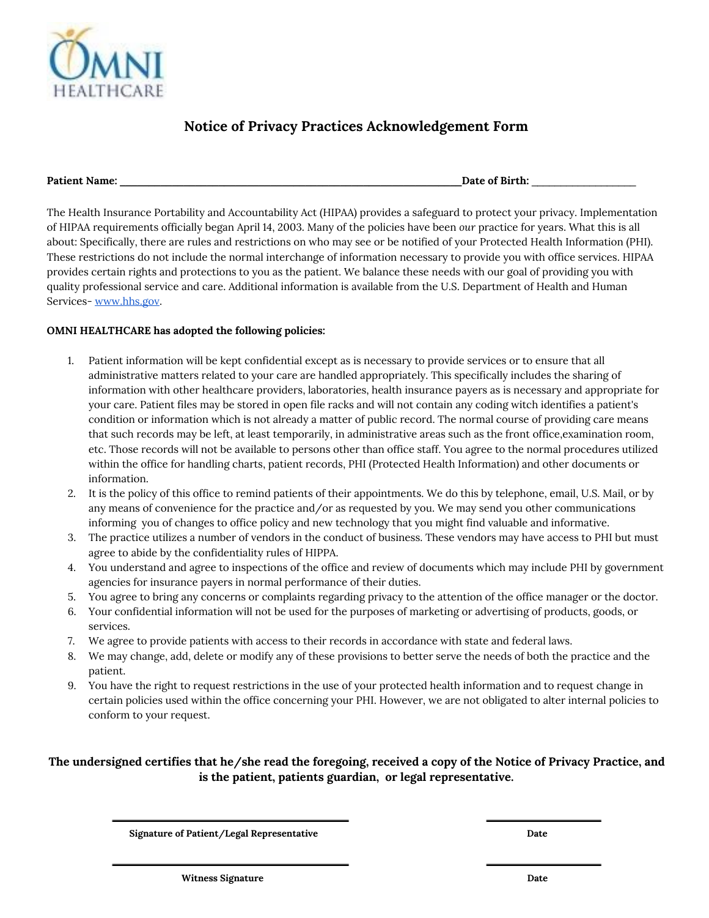OMNI HEALTHCARE

## Notice of Privacy Practices Acknowledgement Form

**Patient Name: ________________________________________________________________Date of Birth: ____________________**

The Health Insurance Portability and Accountability Act (HIPAA) provides a safeguard to protect your privacy. Implementation of HIPAA requirements officially began April 14, 2003. Many of the policies have been *our* practice for years. What this is all about: Specifically, there are rules and restrictions on who may see or be notified of your Protected Health Information (PHI). These restrictions do not include the normal interchange of information necessary to provide you with office services. HIPAA provides certain rights and protections to you as the patient. We balance these needs with our goal of providing you with quality professional service and care. Additional information is available from the U.S. Department of Health and Human Services- [www.hhs.gov](http://www.hhs.gov).

**OMNI HEALTHCARE has adopted the following policies:**

1. Patient information will be kept confidential except as is necessary to provide services or to ensure that all administrative matters related to your care are handled appropriately. This specifically includes the sharing of information with other healthcare providers, laboratories, health insurance payers as is necessary and appropriate for your care. Patient files may be stored in open file racks and will not contain any coding witch identifies a patient's condition or information which is not already a matter of public record. The normal course of providing care means that such records may be left, at least temporarily, in administrative areas such as the front office,examination room, etc. Those records will not be available to persons other than office staff. You agree to the normal procedures utilized within the office for handling charts, patient records, PHI (Protected Health Information) and other documents or information.
2. It is the policy of this office to remind patients of their appointments. We do this by telephone, email, U.S. Mail, or by any means of convenience for the practice and/or as requested by you. We may send you other communications informing you of changes to office policy and new technology that you might find valuable and informative.
3. The practice utilizes a number of vendors in the conduct of business. These vendors may have access to PHI but must agree to abide by the confidentiality rules of HIPPA.
4. You understand and agree to inspections of the office and review of documents which may include PHI by government agencies for insurance payers in normal performance of their duties.
5. You agree to bring any concerns or complaints regarding privacy to the attention of the office manager or the doctor.
6. Your confidential information will not be used for the purposes of marketing or advertising of products, goods, or services.
7. We agree to provide patients with access to their records in accordance with state and federal laws.
8. We may change, add, delete or modify any of these provisions to better serve the needs of both the practice and the patient.
9. You have the right to request restrictions in the use of your protected health information and to request change in certain policies used within the office concerning your PHI. However, we are not obligated to alter internal policies to conform to your request.

**The undersigned certifies that he/she read the foregoing, received a copy of the Notice of Privacy Practice, and is the patient, patients guardian, or legal representative.**

| | |
|---|---|
| ______________________________ | ______________ |
| **Signature of Patient/Legal Representative** | **Date** |
| ______________________________ | ______________ |
| **Witness Signature** | **Date** |